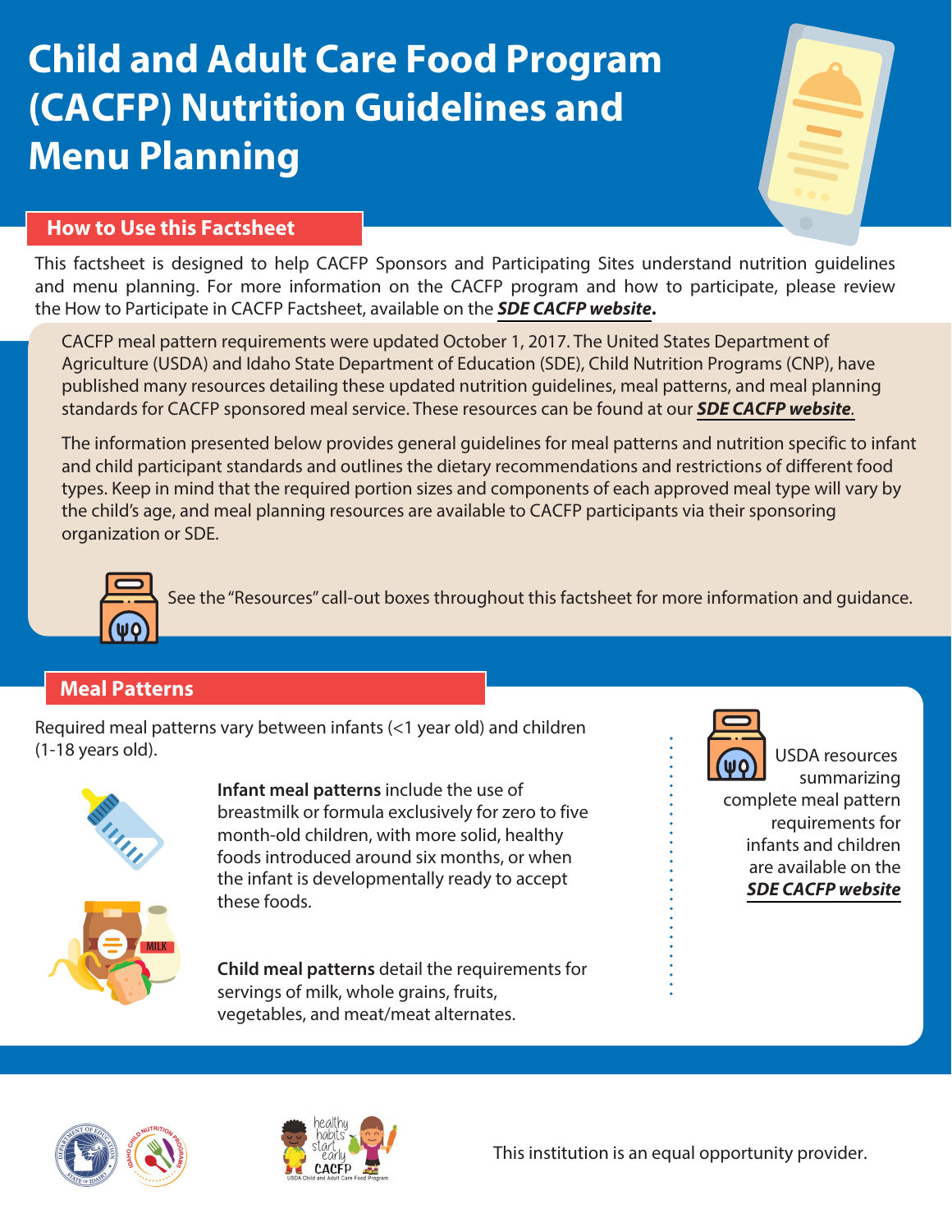# Child and Adult Care Food Program (CACFP) Nutrition Guidelines and Menu Planning

## How to Use this Factsheet

This factsheet is designed to help CACFP Sponsors and Participating Sites understand nutrition guidelines and menu planning. For more information on the CACFP program and how to participate, please review the How to Participate in CACFP Factsheet, available on the ***SDE CACFP website*****.**

CACFP meal pattern requirements were updated October 1, 2017. The United States Department of Agriculture (USDA) and Idaho State Department of Education (SDE), Child Nutrition Programs (CNP), have published many resources detailing these updated nutrition guidelines, meal patterns, and meal planning standards for CACFP sponsored meal service. These resources can be found at our ***SDE CACFP website***.

The information presented below provides general guidelines for meal patterns and nutrition specific to infant and child participant standards and outlines the dietary recommendations and restrictions of different food types. Keep in mind that the required portion sizes and components of each approved meal type will vary by the child's age, and meal planning resources are available to CACFP participants via their sponsoring organization or SDE.

See the "Resources" call-out boxes throughout this factsheet for more information and guidance.

## Meal Patterns

Required meal patterns vary between infants (<1 year old) and children (1-18 years old).

**Infant meal patterns** include the use of breastmilk or formula exclusively for zero to five month-old children, with more solid, healthy foods introduced around six months, or when the infant is developmentally ready to accept these foods.

**Child meal patterns** detail the requirements for servings of milk, whole grains, fruits, vegetables, and meat/meat alternates.

USDA resources summarizing complete meal pattern requirements for infants and children are available on the ***SDE CACFP website***

This institution is an equal opportunity provider.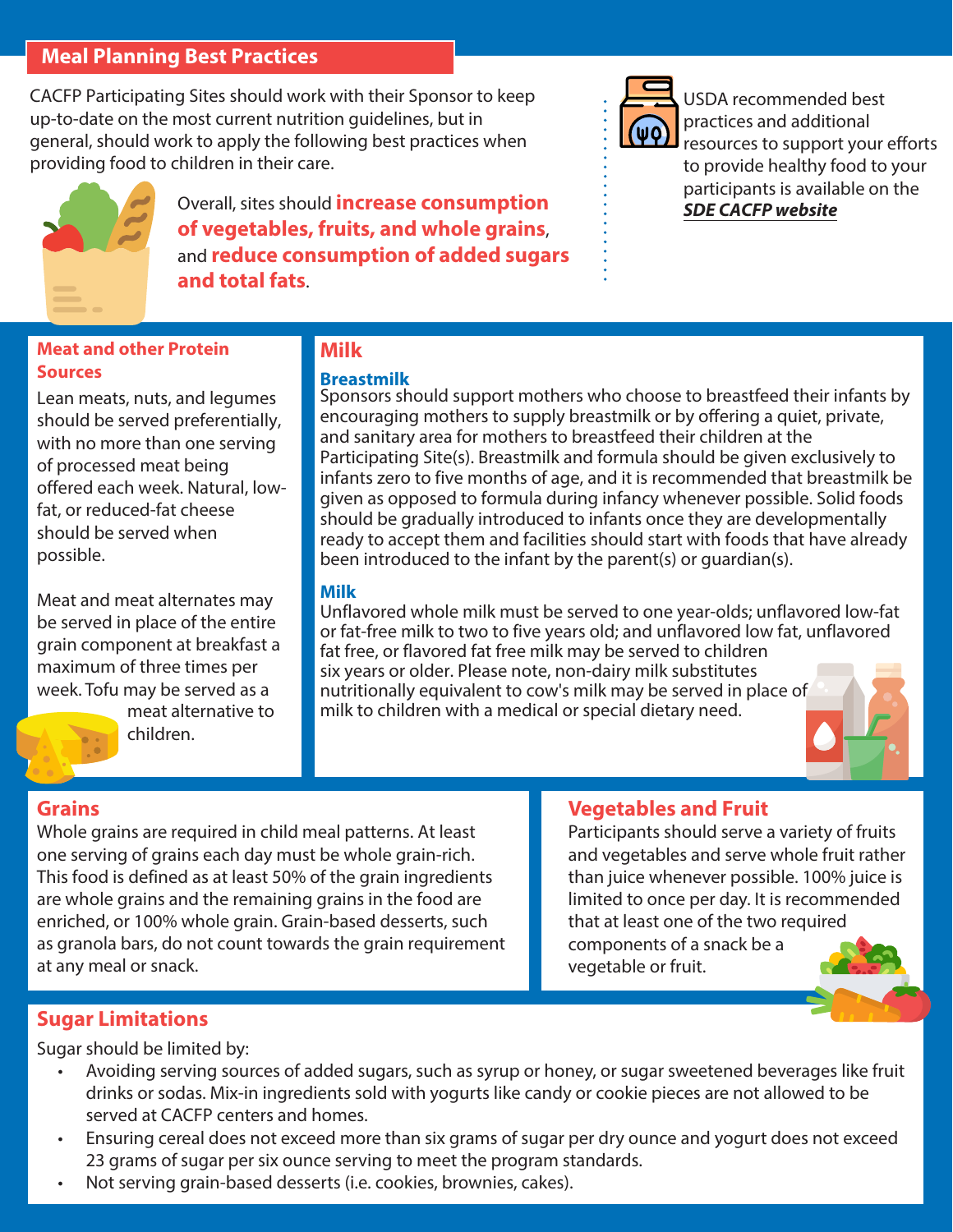## Meal Planning Best Practices

CACFP Participating Sites should work with their Sponsor to keep up-to-date on the most current nutrition guidelines, but in general, should work to apply the following best practices when providing food to children in their care.

Overall, sites should **increase consumption of vegetables, fruits, and whole grains**, and **reduce consumption of added sugars and total fats**.

USDA recommended best practices and additional resources to support your efforts to provide healthy food to your participants is available on the ***SDE CACFP website***

### Meat and other Protein Sources

Lean meats, nuts, and legumes should be served preferentially, with no more than one serving of processed meat being offered each week. Natural, low-fat, or reduced-fat cheese should be served when possible.

Meat and meat alternates may be served in place of the entire grain component at breakfast a maximum of three times per week. Tofu may be served as a meat alternative to children.

### Milk

#### Breastmilk

Sponsors should support mothers who choose to breastfeed their infants by encouraging mothers to supply breastmilk or by offering a quiet, private, and sanitary area for mothers to breastfeed their children at the Participating Site(s). Breastmilk and formula should be given exclusively to infants zero to five months of age, and it is recommended that breastmilk be given as opposed to formula during infancy whenever possible. Solid foods should be gradually introduced to infants once they are developmentally ready to accept them and facilities should start with foods that have already been introduced to the infant by the parent(s) or guardian(s).

#### Milk

Unflavored whole milk must be served to one year-olds; unflavored low-fat or fat-free milk to two to five years old; and unflavored low fat, unflavored fat free, or flavored fat free milk may be served to children six years or older. Please note, non-dairy milk substitutes nutritionally equivalent to cow's milk may be served in place of milk to children with a medical or special dietary need.

### Grains

Whole grains are required in child meal patterns. At least one serving of grains each day must be whole grain-rich. This food is defined as at least 50% of the grain ingredients are whole grains and the remaining grains in the food are enriched, or 100% whole grain. Grain-based desserts, such as granola bars, do not count towards the grain requirement at any meal or snack.

### Vegetables and Fruit

Participants should serve a variety of fruits and vegetables and serve whole fruit rather than juice whenever possible. 100% juice is limited to once per day. It is recommended that at least one of the two required components of a snack be a vegetable or fruit.

### Sugar Limitations

Sugar should be limited by:

- Avoiding serving sources of added sugars, such as syrup or honey, or sugar sweetened beverages like fruit drinks or sodas. Mix-in ingredients sold with yogurts like candy or cookie pieces are not allowed to be served at CACFP centers and homes.
- Ensuring cereal does not exceed more than six grams of sugar per dry ounce and yogurt does not exceed 23 grams of sugar per six ounce serving to meet the program standards.
- Not serving grain-based desserts (i.e. cookies, brownies, cakes).